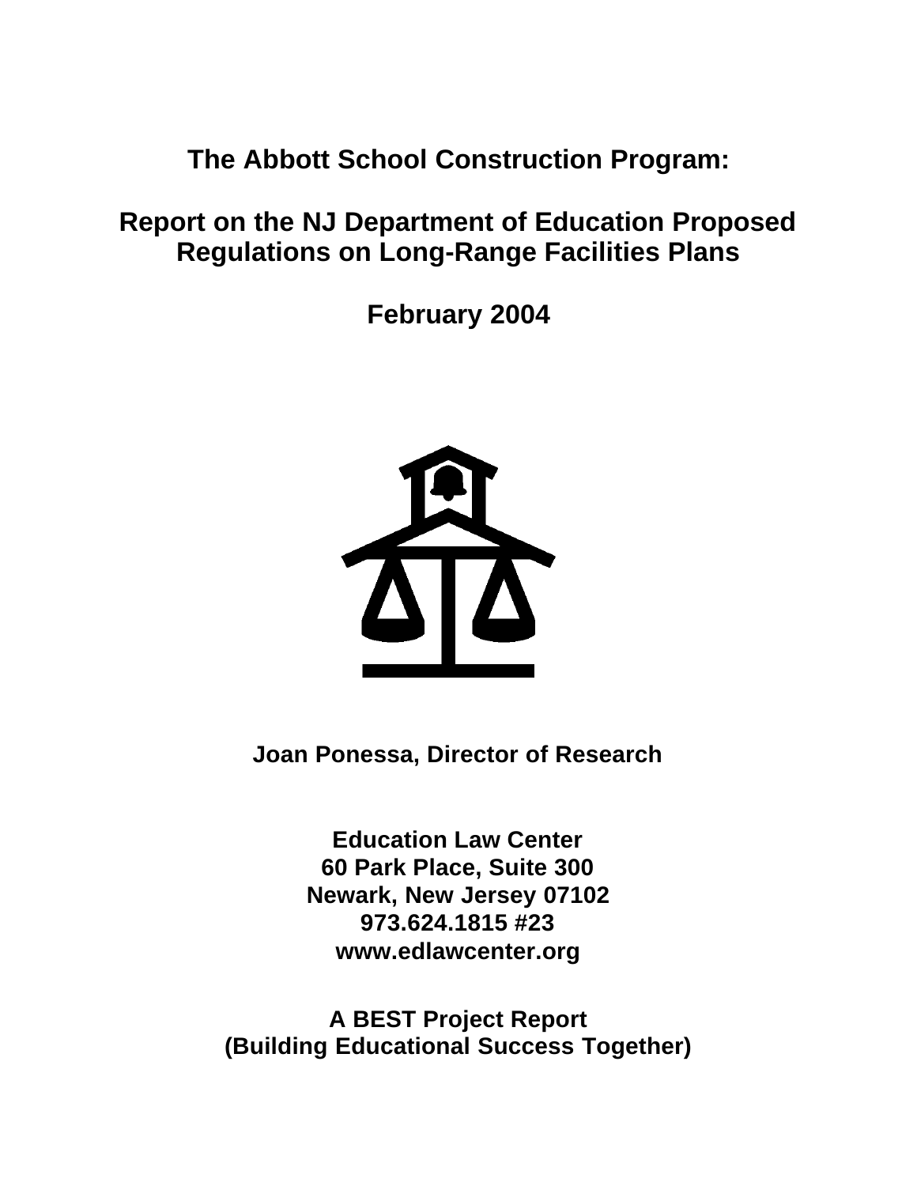# The Abbott School Construction Program:

## Report on the NJ Department of Education Proposed Regulations on Long-Range Facilities Plans

**February 2004**

**Joan Ponessa, Director of Research**

**Education Law Center**
**60 Park Place, Suite 300**
**Newark, New Jersey 07102**
**973.624.1815 #23**
**www.edlawcenter.org**

**A BEST Project Report**
**(Building Educational Success Together)**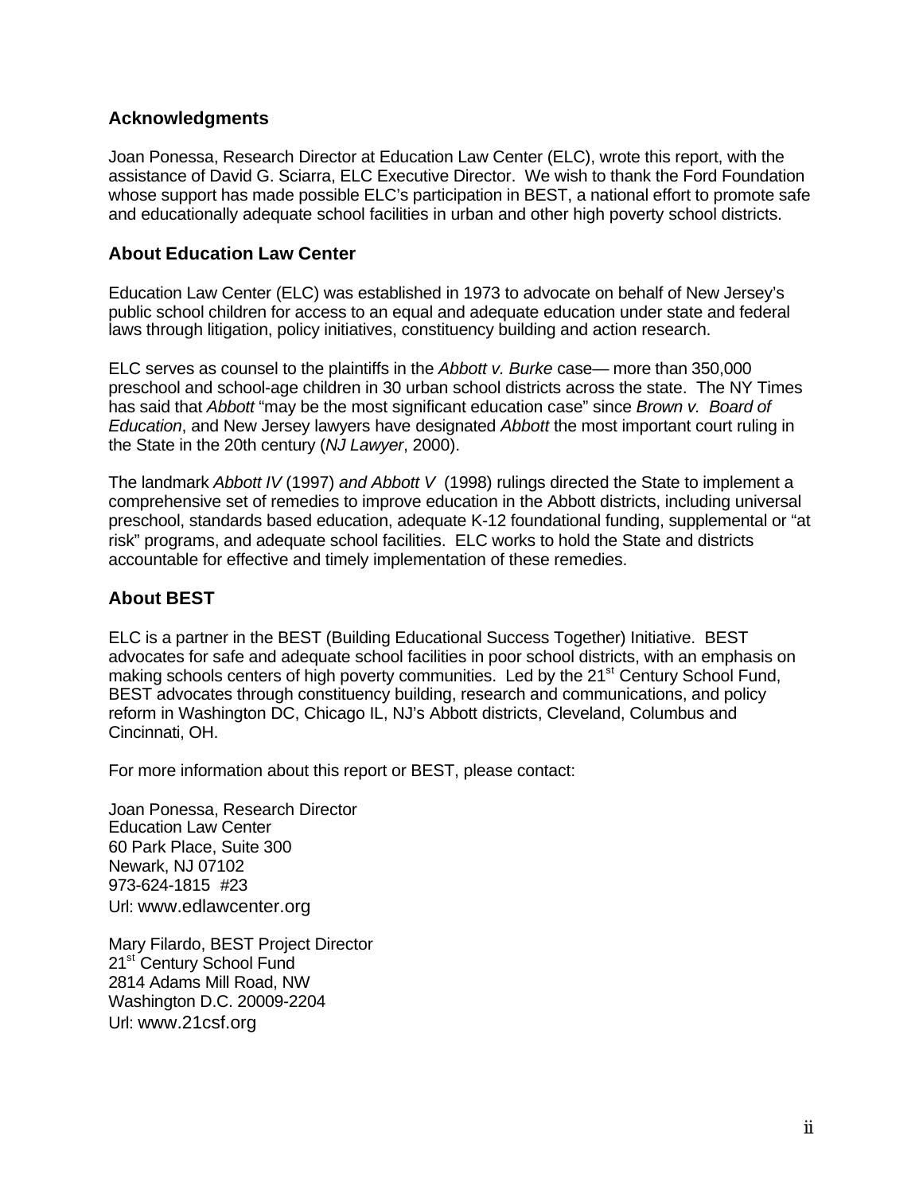## Acknowledgments

Joan Ponessa, Research Director at Education Law Center (ELC), wrote this report, with the assistance of David G. Sciarra, ELC Executive Director. We wish to thank the Ford Foundation whose support has made possible ELC's participation in BEST, a national effort to promote safe and educationally adequate school facilities in urban and other high poverty school districts.

## About Education Law Center

Education Law Center (ELC) was established in 1973 to advocate on behalf of New Jersey's public school children for access to an equal and adequate education under state and federal laws through litigation, policy initiatives, constituency building and action research.

ELC serves as counsel to the plaintiffs in the *Abbott v. Burke* case— more than 350,000 preschool and school-age children in 30 urban school districts across the state. The NY Times has said that *Abbott* "may be the most significant education case" since *Brown v. Board of Education*, and New Jersey lawyers have designated *Abbott* the most important court ruling in the State in the 20th century (*NJ Lawyer*, 2000).

The landmark *Abbott IV* (1997) *and Abbott V* (1998) rulings directed the State to implement a comprehensive set of remedies to improve education in the Abbott districts, including universal preschool, standards based education, adequate K-12 foundational funding, supplemental or "at risk" programs, and adequate school facilities. ELC works to hold the State and districts accountable for effective and timely implementation of these remedies.

## About BEST

ELC is a partner in the BEST (Building Educational Success Together) Initiative. BEST advocates for safe and adequate school facilities in poor school districts, with an emphasis on making schools centers of high poverty communities. Led by the 21st Century School Fund, BEST advocates through constituency building, research and communications, and policy reform in Washington DC, Chicago IL, NJ's Abbott districts, Cleveland, Columbus and Cincinnati, OH.

For more information about this report or BEST, please contact:

Joan Ponessa, Research Director
Education Law Center
60 Park Place, Suite 300
Newark, NJ 07102
973-624-1815 #23
Url: www.edlawcenter.org

Mary Filardo, BEST Project Director
21st Century School Fund
2814 Adams Mill Road, NW
Washington D.C. 20009-2204
Url: www.21csf.org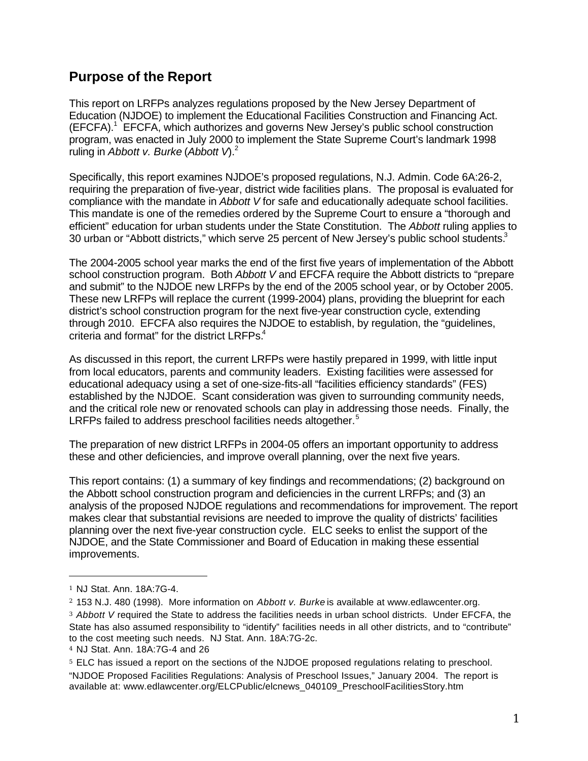## Purpose of the Report

This report on LRFPs analyzes regulations proposed by the New Jersey Department of Education (NJDOE) to implement the Educational Facilities Construction and Financing Act. (EFCFA).[1] EFCFA, which authorizes and governs New Jersey's public school construction program, was enacted in July 2000 to implement the State Supreme Court's landmark 1998 ruling in *Abbott v. Burke* (*Abbott V*).[2]

Specifically, this report examines NJDOE's proposed regulations, N.J. Admin. Code 6A:26-2, requiring the preparation of five-year, district wide facilities plans. The proposal is evaluated for compliance with the mandate in *Abbott V* for safe and educationally adequate school facilities. This mandate is one of the remedies ordered by the Supreme Court to ensure a "thorough and efficient" education for urban students under the State Constitution. The *Abbott* ruling applies to 30 urban or "Abbott districts," which serve 25 percent of New Jersey's public school students.[3]

The 2004-2005 school year marks the end of the first five years of implementation of the Abbott school construction program. Both *Abbott V* and EFCFA require the Abbott districts to "prepare and submit" to the NJDOE new LRFPs by the end of the 2005 school year, or by October 2005. These new LRFPs will replace the current (1999-2004) plans, providing the blueprint for each district's school construction program for the next five-year construction cycle, extending through 2010. EFCFA also requires the NJDOE to establish, by regulation, the "guidelines, criteria and format" for the district LRFPs.[4]

As discussed in this report, the current LRFPs were hastily prepared in 1999, with little input from local educators, parents and community leaders. Existing facilities were assessed for educational adequacy using a set of one-size-fits-all "facilities efficiency standards" (FES) established by the NJDOE. Scant consideration was given to surrounding community needs, and the critical role new or renovated schools can play in addressing those needs. Finally, the LRFPs failed to address preschool facilities needs altogether.[5]

The preparation of new district LRFPs in 2004-05 offers an important opportunity to address these and other deficiencies, and improve overall planning, over the next five years.

This report contains: (1) a summary of key findings and recommendations; (2) background on the Abbott school construction program and deficiencies in the current LRFPs; and (3) an analysis of the proposed NJDOE regulations and recommendations for improvement. The report makes clear that substantial revisions are needed to improve the quality of districts' facilities planning over the next five-year construction cycle. ELC seeks to enlist the support of the NJDOE, and the State Commissioner and Board of Education in making these essential improvements.

---

[1] NJ Stat. Ann. 18A:7G-4.

[2] 153 N.J. 480 (1998). More information on *Abbott v. Burke* is available at www.edlawcenter.org.

[3] *Abbott V* required the State to address the facilities needs in urban school districts. Under EFCFA, the State has also assumed responsibility to "identify" facilities needs in all other districts, and to "contribute" to the cost meeting such needs. NJ Stat. Ann. 18A:7G-2c.

[4] NJ Stat. Ann. 18A:7G-4 and 26

[5] ELC has issued a report on the sections of the NJDOE proposed regulations relating to preschool. "NJDOE Proposed Facilities Regulations: Analysis of Preschool Issues," January 2004. The report is available at: www.edlawcenter.org/ELCPublic/elcnews_040109_PreschoolFacilitiesStory.htm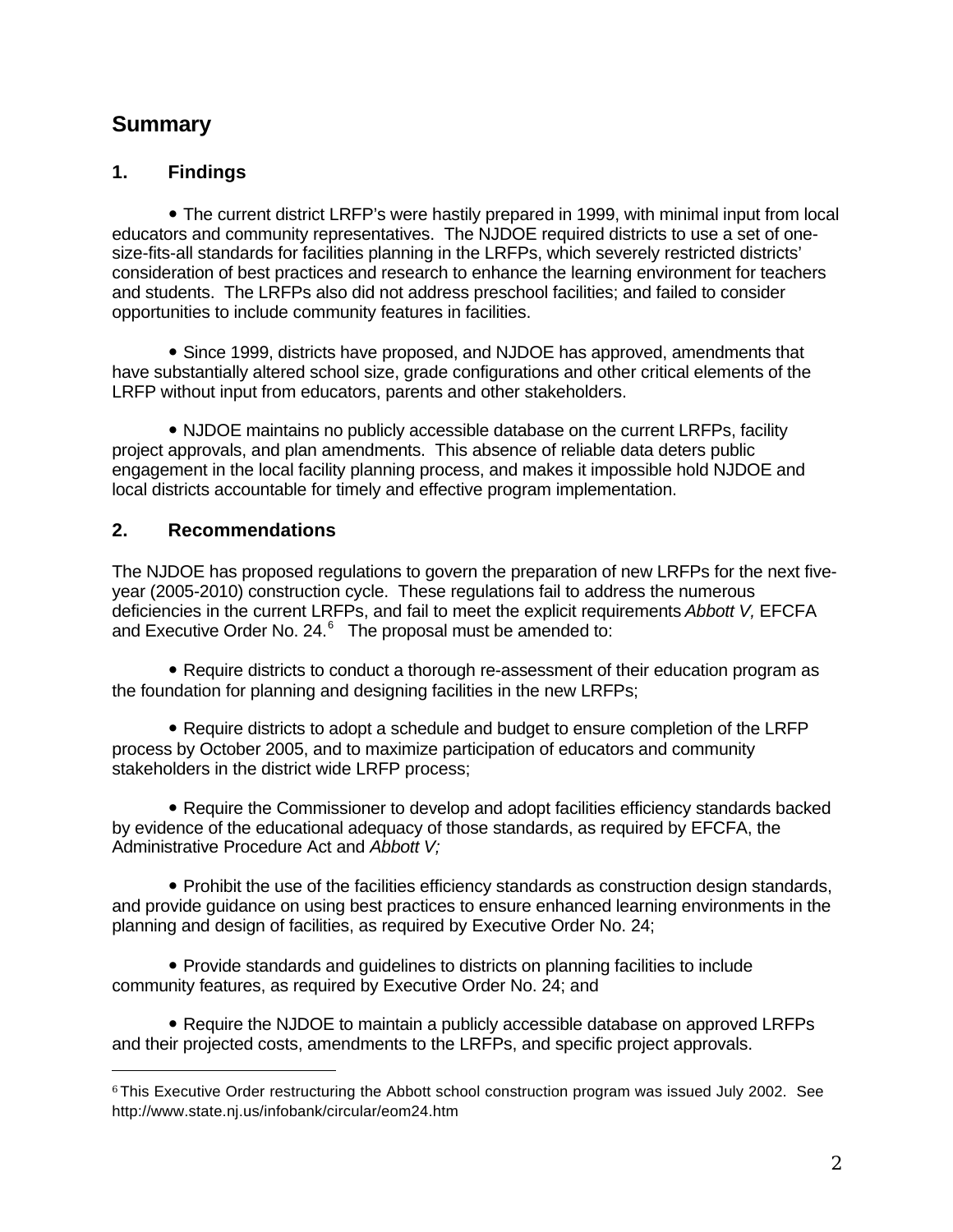## Summary

### 1. Findings

• The current district LRFP's were hastily prepared in 1999, with minimal input from local educators and community representatives. The NJDOE required districts to use a set of one-size-fits-all standards for facilities planning in the LRFPs, which severely restricted districts' consideration of best practices and research to enhance the learning environment for teachers and students. The LRFPs also did not address preschool facilities; and failed to consider opportunities to include community features in facilities.

• Since 1999, districts have proposed, and NJDOE has approved, amendments that have substantially altered school size, grade configurations and other critical elements of the LRFP without input from educators, parents and other stakeholders.

• NJDOE maintains no publicly accessible database on the current LRFPs, facility project approvals, and plan amendments. This absence of reliable data deters public engagement in the local facility planning process, and makes it impossible hold NJDOE and local districts accountable for timely and effective program implementation.

### 2. Recommendations

The NJDOE has proposed regulations to govern the preparation of new LRFPs for the next five-year (2005-2010) construction cycle. These regulations fail to address the numerous deficiencies in the current LRFPs, and fail to meet the explicit requirements *Abbott V,* EFCFA and Executive Order No. 24.[6] The proposal must be amended to:

• Require districts to conduct a thorough re-assessment of their education program as the foundation for planning and designing facilities in the new LRFPs;

• Require districts to adopt a schedule and budget to ensure completion of the LRFP process by October 2005, and to maximize participation of educators and community stakeholders in the district wide LRFP process;

• Require the Commissioner to develop and adopt facilities efficiency standards backed by evidence of the educational adequacy of those standards, as required by EFCFA, the Administrative Procedure Act and *Abbott V;*

• Prohibit the use of the facilities efficiency standards as construction design standards, and provide guidance on using best practices to ensure enhanced learning environments in the planning and design of facilities, as required by Executive Order No. 24;

• Provide standards and guidelines to districts on planning facilities to include community features, as required by Executive Order No. 24; and

• Require the NJDOE to maintain a publicly accessible database on approved LRFPs and their projected costs, amendments to the LRFPs, and specific project approvals.

---

[6] This Executive Order restructuring the Abbott school construction program was issued July 2002. See http://www.state.nj.us/infobank/circular/eom24.htm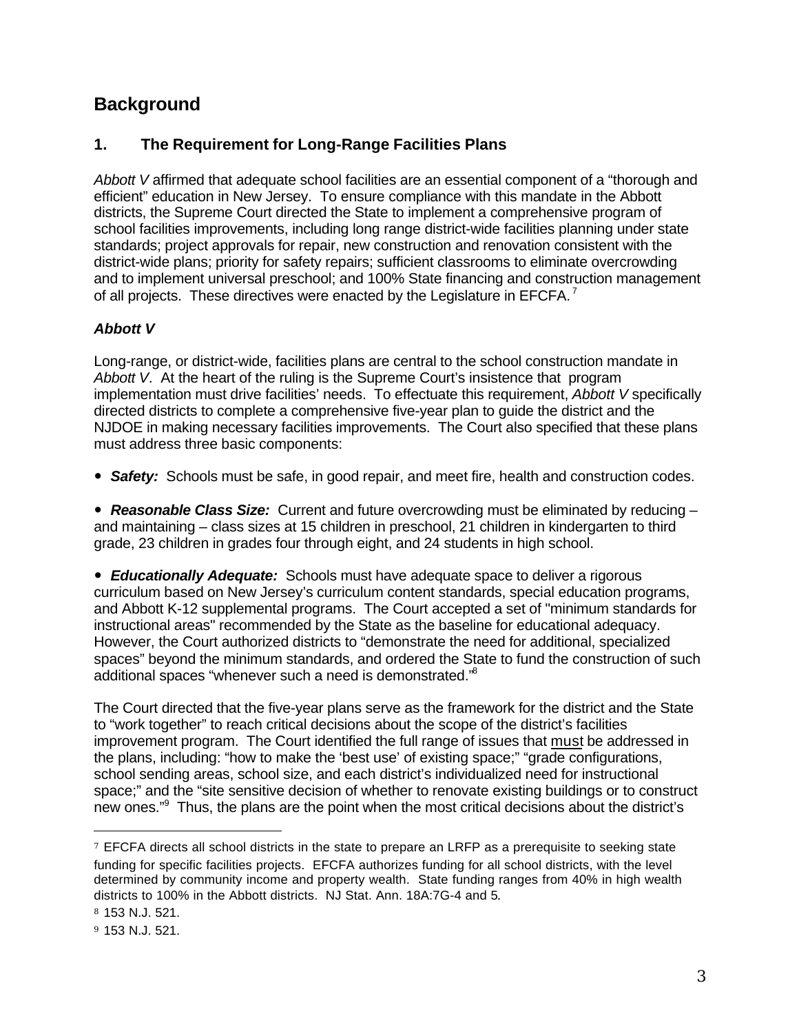## Background

### 1. The Requirement for Long-Range Facilities Plans

*Abbott V* affirmed that adequate school facilities are an essential component of a "thorough and efficient" education in New Jersey. To ensure compliance with this mandate in the Abbott districts, the Supreme Court directed the State to implement a comprehensive program of school facilities improvements, including long range district-wide facilities planning under state standards; project approvals for repair, new construction and renovation consistent with the district-wide plans; priority for safety repairs; sufficient classrooms to eliminate overcrowding and to implement universal preschool; and 100% State financing and construction management of all projects. These directives were enacted by the Legislature in EFCFA.[7]

#### *Abbott V*

Long-range, or district-wide, facilities plans are central to the school construction mandate in *Abbott V*. At the heart of the ruling is the Supreme Court's insistence that program implementation must drive facilities' needs. To effectuate this requirement, *Abbott V* specifically directed districts to complete a comprehensive five-year plan to guide the district and the NJDOE in making necessary facilities improvements. The Court also specified that these plans must address three basic components:

- ***Safety:*** Schools must be safe, in good repair, and meet fire, health and construction codes.

- ***Reasonable Class Size:*** Current and future overcrowding must be eliminated by reducing – and maintaining – class sizes at 15 children in preschool, 21 children in kindergarten to third grade, 23 children in grades four through eight, and 24 students in high school.

- ***Educationally Adequate:*** Schools must have adequate space to deliver a rigorous curriculum based on New Jersey's curriculum content standards, special education programs, and Abbott K-12 supplemental programs. The Court accepted a set of "minimum standards for instructional areas" recommended by the State as the baseline for educational adequacy. However, the Court authorized districts to "demonstrate the need for additional, specialized spaces" beyond the minimum standards, and ordered the State to fund the construction of such additional spaces "whenever such a need is demonstrated."[8]

The Court directed that the five-year plans serve as the framework for the district and the State to "work together" to reach critical decisions about the scope of the district's facilities improvement program. The Court identified the full range of issues that must be addressed in the plans, including: "how to make the 'best use' of existing space;" "grade configurations, school sending areas, school size, and each district's individualized need for instructional space;" and the "site sensitive decision of whether to renovate existing buildings or to construct new ones."[9] Thus, the plans are the point when the most critical decisions about the district's

---

[7] EFCFA directs all school districts in the state to prepare an LRFP as a prerequisite to seeking state funding for specific facilities projects. EFCFA authorizes funding for all school districts, with the level determined by community income and property wealth. State funding ranges from 40% in high wealth districts to 100% in the Abbott districts. NJ Stat. Ann. 18A:7G-4 and 5.

[8] 153 N.J. 521.

[9] 153 N.J. 521.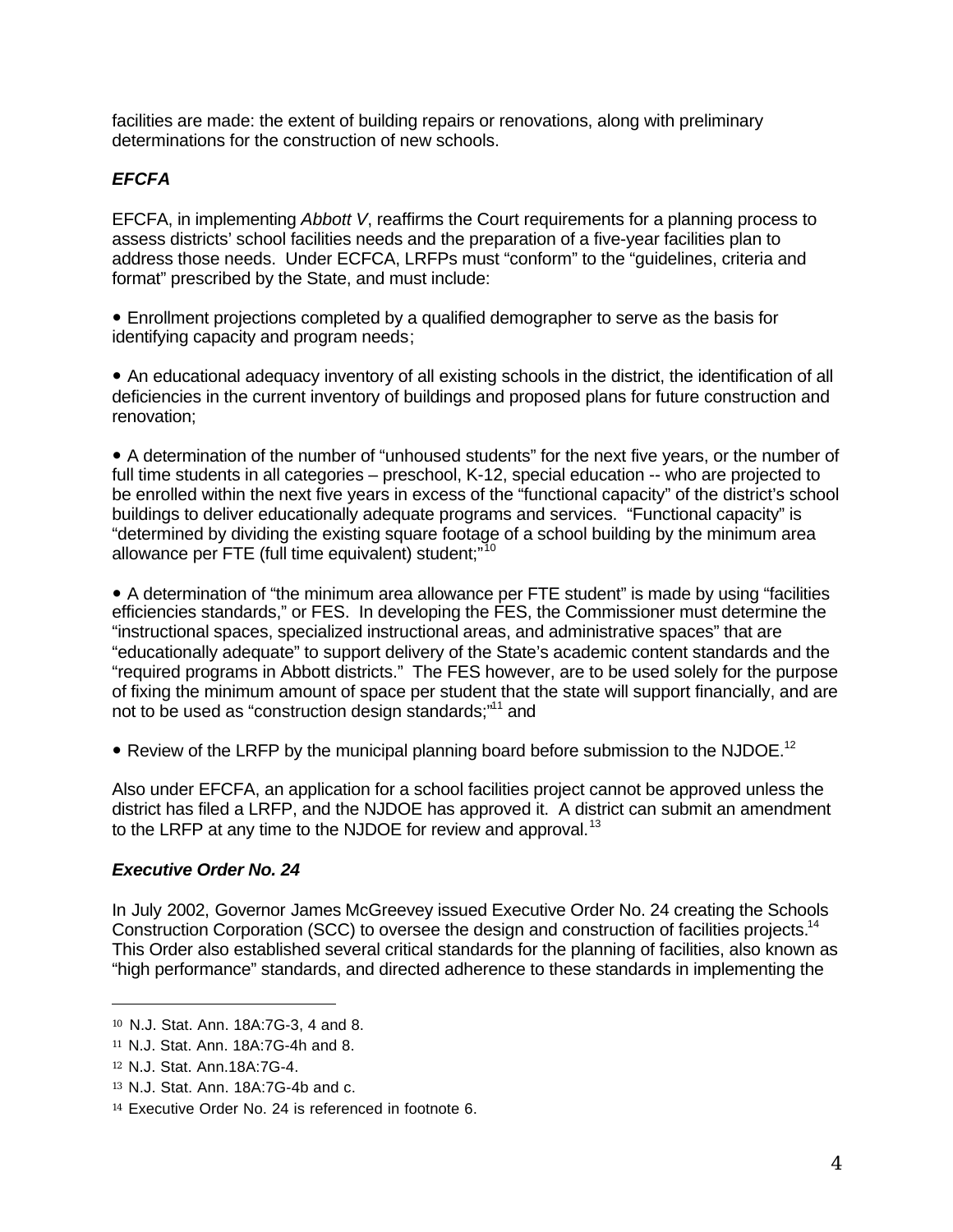facilities are made: the extent of building repairs or renovations, along with preliminary determinations for the construction of new schools.

### *EFCFA*

EFCFA, in implementing *Abbott V*, reaffirms the Court requirements for a planning process to assess districts' school facilities needs and the preparation of a five-year facilities plan to address those needs. Under ECFCA, LRFPs must "conform" to the "guidelines, criteria and format" prescribed by the State, and must include:

- Enrollment projections completed by a qualified demographer to serve as the basis for identifying capacity and program needs;

- An educational adequacy inventory of all existing schools in the district, the identification of all deficiencies in the current inventory of buildings and proposed plans for future construction and renovation;

- A determination of the number of "unhoused students" for the next five years, or the number of full time students in all categories – preschool, K-12, special education -- who are projected to be enrolled within the next five years in excess of the "functional capacity" of the district's school buildings to deliver educationally adequate programs and services. "Functional capacity" is "determined by dividing the existing square footage of a school building by the minimum area allowance per FTE (full time equivalent) student;"[10]

- A determination of "the minimum area allowance per FTE student" is made by using "facilities efficiencies standards," or FES. In developing the FES, the Commissioner must determine the "instructional spaces, specialized instructional areas, and administrative spaces" that are "educationally adequate" to support delivery of the State's academic content standards and the "required programs in Abbott districts." The FES however, are to be used solely for the purpose of fixing the minimum amount of space per student that the state will support financially, and are not to be used as "construction design standards;"[11] and

- Review of the LRFP by the municipal planning board before submission to the NJDOE.[12]

Also under EFCFA, an application for a school facilities project cannot be approved unless the district has filed a LRFP, and the NJDOE has approved it. A district can submit an amendment to the LRFP at any time to the NJDOE for review and approval.[13]

### *Executive Order No. 24*

In July 2002, Governor James McGreevey issued Executive Order No. 24 creating the Schools Construction Corporation (SCC) to oversee the design and construction of facilities projects.[14] This Order also established several critical standards for the planning of facilities, also known as "high performance" standards, and directed adherence to these standards in implementing the

---

10 N.J. Stat. Ann. 18A:7G-3, 4 and 8.

11 N.J. Stat. Ann. 18A:7G-4h and 8.

12 N.J. Stat. Ann.18A:7G-4.

13 N.J. Stat. Ann. 18A:7G-4b and c.

14 Executive Order No. 24 is referenced in footnote 6.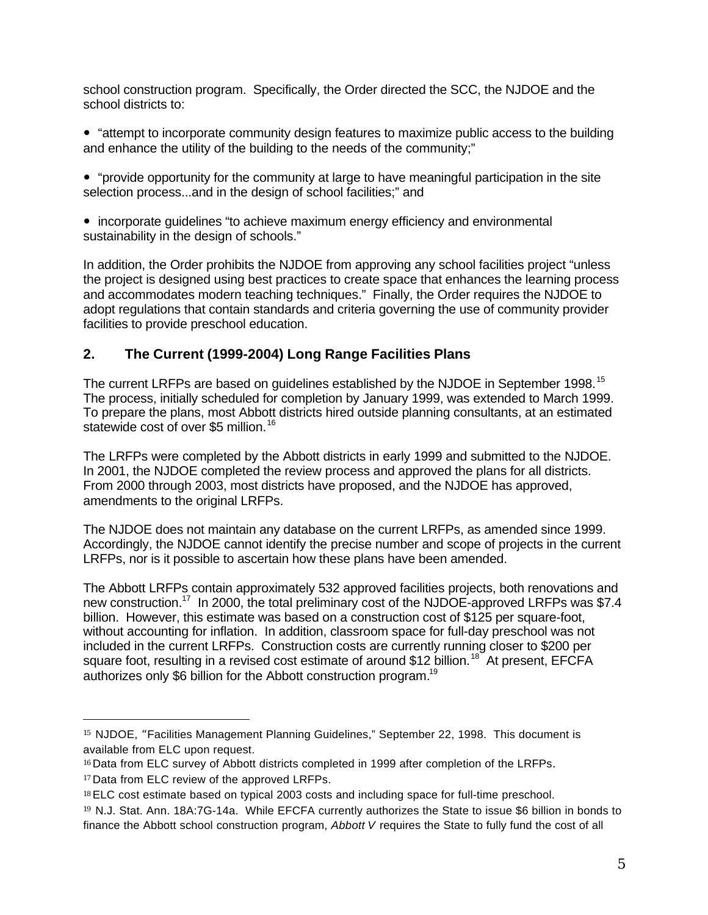school construction program. Specifically, the Order directed the SCC, the NJDOE and the school districts to:

- "attempt to incorporate community design features to maximize public access to the building and enhance the utility of the building to the needs of the community;"

- "provide opportunity for the community at large to have meaningful participation in the site selection process...and in the design of school facilities;" and

- incorporate guidelines "to achieve maximum energy efficiency and environmental sustainability in the design of schools."

In addition, the Order prohibits the NJDOE from approving any school facilities project "unless the project is designed using best practices to create space that enhances the learning process and accommodates modern teaching techniques." Finally, the Order requires the NJDOE to adopt regulations that contain standards and criteria governing the use of community provider facilities to provide preschool education.

## 2. The Current (1999-2004) Long Range Facilities Plans

The current LRFPs are based on guidelines established by the NJDOE in September 1998.[15] The process, initially scheduled for completion by January 1999, was extended to March 1999. To prepare the plans, most Abbott districts hired outside planning consultants, at an estimated statewide cost of over $5 million.[16]

The LRFPs were completed by the Abbott districts in early 1999 and submitted to the NJDOE. In 2001, the NJDOE completed the review process and approved the plans for all districts. From 2000 through 2003, most districts have proposed, and the NJDOE has approved, amendments to the original LRFPs.

The NJDOE does not maintain any database on the current LRFPs, as amended since 1999. Accordingly, the NJDOE cannot identify the precise number and scope of projects in the current LRFPs, nor is it possible to ascertain how these plans have been amended.

The Abbott LRFPs contain approximately 532 approved facilities projects, both renovations and new construction.[17] In 2000, the total preliminary cost of the NJDOE-approved LRFPs was $7.4 billion. However, this estimate was based on a construction cost of $125 per square-foot, without accounting for inflation. In addition, classroom space for full-day preschool was not included in the current LRFPs. Construction costs are currently running closer to $200 per square foot, resulting in a revised cost estimate of around $12 billion.[18] At present, EFCFA authorizes only $6 billion for the Abbott construction program.[19]

---

[15] NJDOE, "Facilities Management Planning Guidelines," September 22, 1998. This document is available from ELC upon request.

[16] Data from ELC survey of Abbott districts completed in 1999 after completion of the LRFPs.

[17] Data from ELC review of the approved LRFPs.

[18] ELC cost estimate based on typical 2003 costs and including space for full-time preschool.

[19] N.J. Stat. Ann. 18A:7G-14a. While EFCFA currently authorizes the State to issue $6 billion in bonds to finance the Abbott school construction program, *Abbott V* requires the State to fully fund the cost of all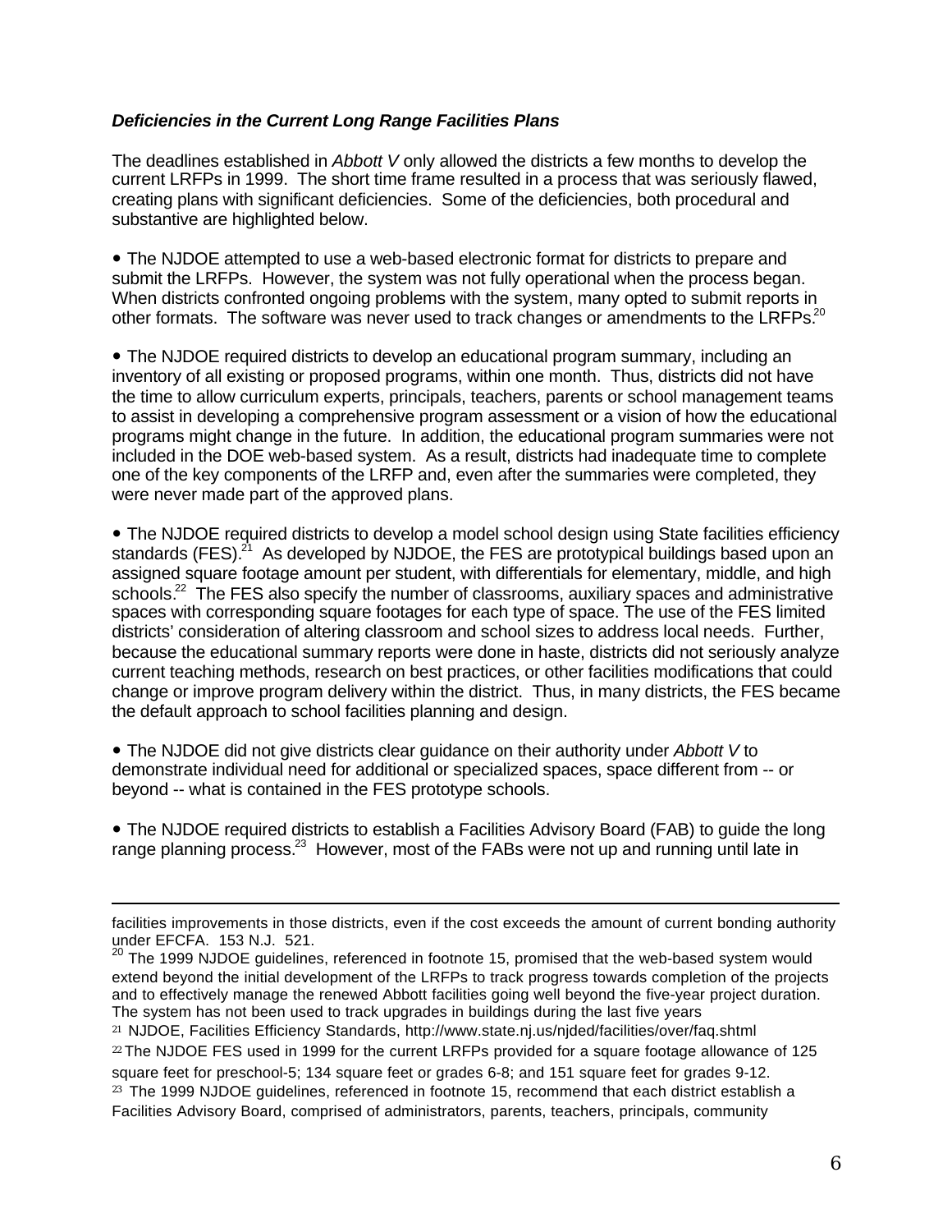***Deficiencies in the Current Long Range Facilities Plans***

The deadlines established in *Abbott V* only allowed the districts a few months to develop the current LRFPs in 1999. The short time frame resulted in a process that was seriously flawed, creating plans with significant deficiencies. Some of the deficiencies, both procedural and substantive are highlighted below.

- The NJDOE attempted to use a web-based electronic format for districts to prepare and submit the LRFPs. However, the system was not fully operational when the process began. When districts confronted ongoing problems with the system, many opted to submit reports in other formats. The software was never used to track changes or amendments to the LRFPs.[20]

- The NJDOE required districts to develop an educational program summary, including an inventory of all existing or proposed programs, within one month. Thus, districts did not have the time to allow curriculum experts, principals, teachers, parents or school management teams to assist in developing a comprehensive program assessment or a vision of how the educational programs might change in the future. In addition, the educational program summaries were not included in the DOE web-based system. As a result, districts had inadequate time to complete one of the key components of the LRFP and, even after the summaries were completed, they were never made part of the approved plans.

- The NJDOE required districts to develop a model school design using State facilities efficiency standards (FES).[21] As developed by NJDOE, the FES are prototypical buildings based upon an assigned square footage amount per student, with differentials for elementary, middle, and high schools.[22] The FES also specify the number of classrooms, auxiliary spaces and administrative spaces with corresponding square footages for each type of space. The use of the FES limited districts' consideration of altering classroom and school sizes to address local needs. Further, because the educational summary reports were done in haste, districts did not seriously analyze current teaching methods, research on best practices, or other facilities modifications that could change or improve program delivery within the district. Thus, in many districts, the FES became the default approach to school facilities planning and design.

- The NJDOE did not give districts clear guidance on their authority under *Abbott V* to demonstrate individual need for additional or specialized spaces, space different from -- or beyond -- what is contained in the FES prototype schools.

- The NJDOE required districts to establish a Facilities Advisory Board (FAB) to guide the long range planning process.[23] However, most of the FABs were not up and running until late in

---

facilities improvements in those districts, even if the cost exceeds the amount of current bonding authority under EFCFA. 153 N.J. 521.

[20] The 1999 NJDOE guidelines, referenced in footnote 15, promised that the web-based system would extend beyond the initial development of the LRFPs to track progress towards completion of the projects and to effectively manage the renewed Abbott facilities going well beyond the five-year project duration. The system has not been used to track upgrades in buildings during the last five years

[21] NJDOE, Facilities Efficiency Standards, http://www.state.nj.us/njded/facilities/over/faq.shtml

[22] The NJDOE FES used in 1999 for the current LRFPs provided for a square footage allowance of 125 square feet for preschool-5; 134 square feet or grades 6-8; and 151 square feet for grades 9-12.

[23] The 1999 NJDOE guidelines, referenced in footnote 15, recommend that each district establish a Facilities Advisory Board, comprised of administrators, parents, teachers, principals, community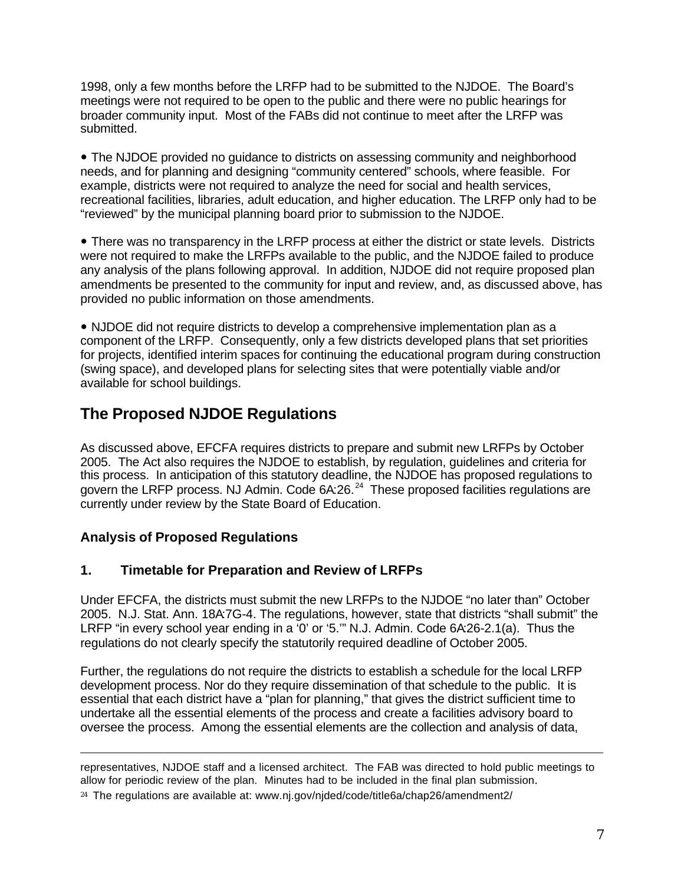1998, only a few months before the LRFP had to be submitted to the NJDOE. The Board's meetings were not required to be open to the public and there were no public hearings for broader community input. Most of the FABs did not continue to meet after the LRFP was submitted.

- The NJDOE provided no guidance to districts on assessing community and neighborhood needs, and for planning and designing "community centered" schools, where feasible. For example, districts were not required to analyze the need for social and health services, recreational facilities, libraries, adult education, and higher education. The LRFP only had to be "reviewed" by the municipal planning board prior to submission to the NJDOE.

- There was no transparency in the LRFP process at either the district or state levels. Districts were not required to make the LRFPs available to the public, and the NJDOE failed to produce any analysis of the plans following approval. In addition, NJDOE did not require proposed plan amendments be presented to the community for input and review, and, as discussed above, has provided no public information on those amendments.

- NJDOE did not require districts to develop a comprehensive implementation plan as a component of the LRFP. Consequently, only a few districts developed plans that set priorities for projects, identified interim spaces for continuing the educational program during construction (swing space), and developed plans for selecting sites that were potentially viable and/or available for school buildings.

## The Proposed NJDOE Regulations

As discussed above, EFCFA requires districts to prepare and submit new LRFPs by October 2005. The Act also requires the NJDOE to establish, by regulation, guidelines and criteria for this process. In anticipation of this statutory deadline, the NJDOE has proposed regulations to govern the LRFP process. NJ Admin. Code 6A:26.[24] These proposed facilities regulations are currently under review by the State Board of Education.

### Analysis of Proposed Regulations

### 1. Timetable for Preparation and Review of LRFPs

Under EFCFA, the districts must submit the new LRFPs to the NJDOE "no later than" October 2005. N.J. Stat. Ann. 18A:7G-4. The regulations, however, state that districts "shall submit" the LRFP "in every school year ending in a '0' or '5.'" N.J. Admin. Code 6A:26-2.1(a). Thus the regulations do not clearly specify the statutorily required deadline of October 2005.

Further, the regulations do not require the districts to establish a schedule for the local LRFP development process. Nor do they require dissemination of that schedule to the public. It is essential that each district have a "plan for planning," that gives the district sufficient time to undertake all the essential elements of the process and create a facilities advisory board to oversee the process. Among the essential elements are the collection and analysis of data,

---

representatives, NJDOE staff and a licensed architect. The FAB was directed to hold public meetings to allow for periodic review of the plan. Minutes had to be included in the final plan submission.

[24] The regulations are available at: www.nj.gov/njded/code/title6a/chap26/amendment2/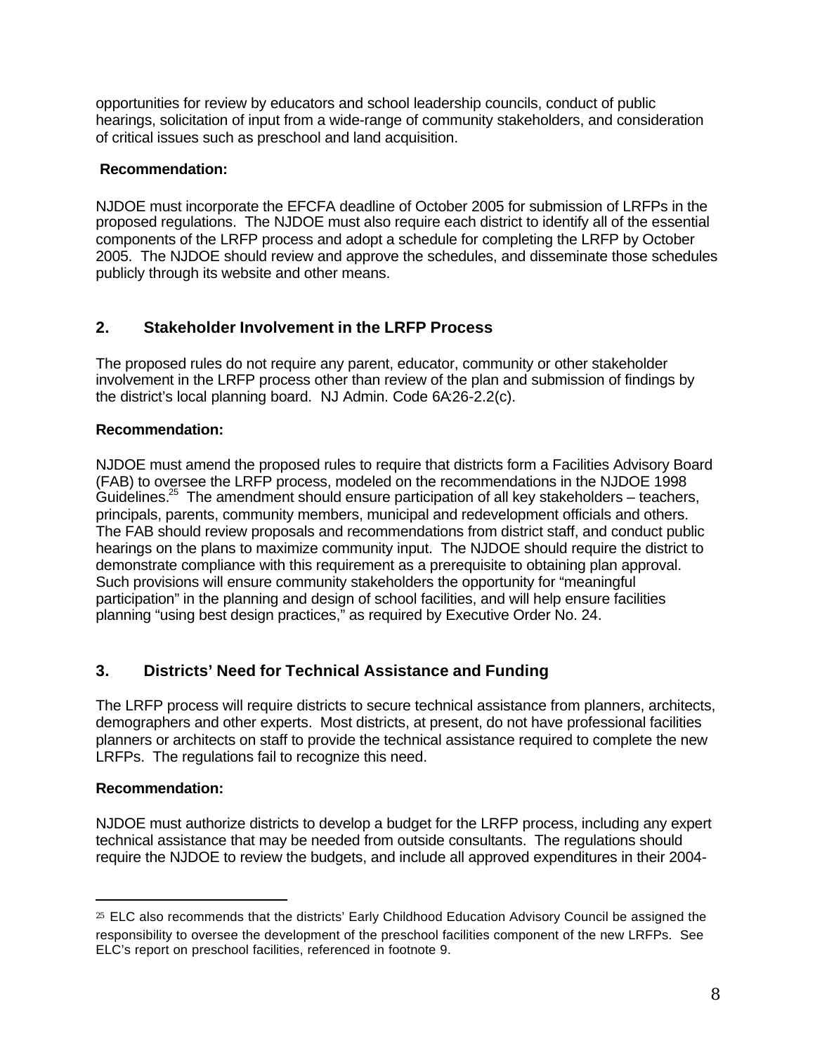opportunities for review by educators and school leadership councils, conduct of public hearings, solicitation of input from a wide-range of community stakeholders, and consideration of critical issues such as preschool and land acquisition.

**Recommendation:**

NJDOE must incorporate the EFCFA deadline of October 2005 for submission of LRFPs in the proposed regulations. The NJDOE must also require each district to identify all of the essential components of the LRFP process and adopt a schedule for completing the LRFP by October 2005. The NJDOE should review and approve the schedules, and disseminate those schedules publicly through its website and other means.

## 2. Stakeholder Involvement in the LRFP Process

The proposed rules do not require any parent, educator, community or other stakeholder involvement in the LRFP process other than review of the plan and submission of findings by the district's local planning board. NJ Admin. Code 6A:26-2.2(c).

**Recommendation:**

NJDOE must amend the proposed rules to require that districts form a Facilities Advisory Board (FAB) to oversee the LRFP process, modeled on the recommendations in the NJDOE 1998 Guidelines.[25] The amendment should ensure participation of all key stakeholders – teachers, principals, parents, community members, municipal and redevelopment officials and others. The FAB should review proposals and recommendations from district staff, and conduct public hearings on the plans to maximize community input. The NJDOE should require the district to demonstrate compliance with this requirement as a prerequisite to obtaining plan approval. Such provisions will ensure community stakeholders the opportunity for "meaningful participation" in the planning and design of school facilities, and will help ensure facilities planning "using best design practices," as required by Executive Order No. 24.

## 3. Districts' Need for Technical Assistance and Funding

The LRFP process will require districts to secure technical assistance from planners, architects, demographers and other experts. Most districts, at present, do not have professional facilities planners or architects on staff to provide the technical assistance required to complete the new LRFPs. The regulations fail to recognize this need.

**Recommendation:**

NJDOE must authorize districts to develop a budget for the LRFP process, including any expert technical assistance that may be needed from outside consultants. The regulations should require the NJDOE to review the budgets, and include all approved expenditures in their 2004-

---

[25] ELC also recommends that the districts' Early Childhood Education Advisory Council be assigned the responsibility to oversee the development of the preschool facilities component of the new LRFPs. See ELC's report on preschool facilities, referenced in footnote 9.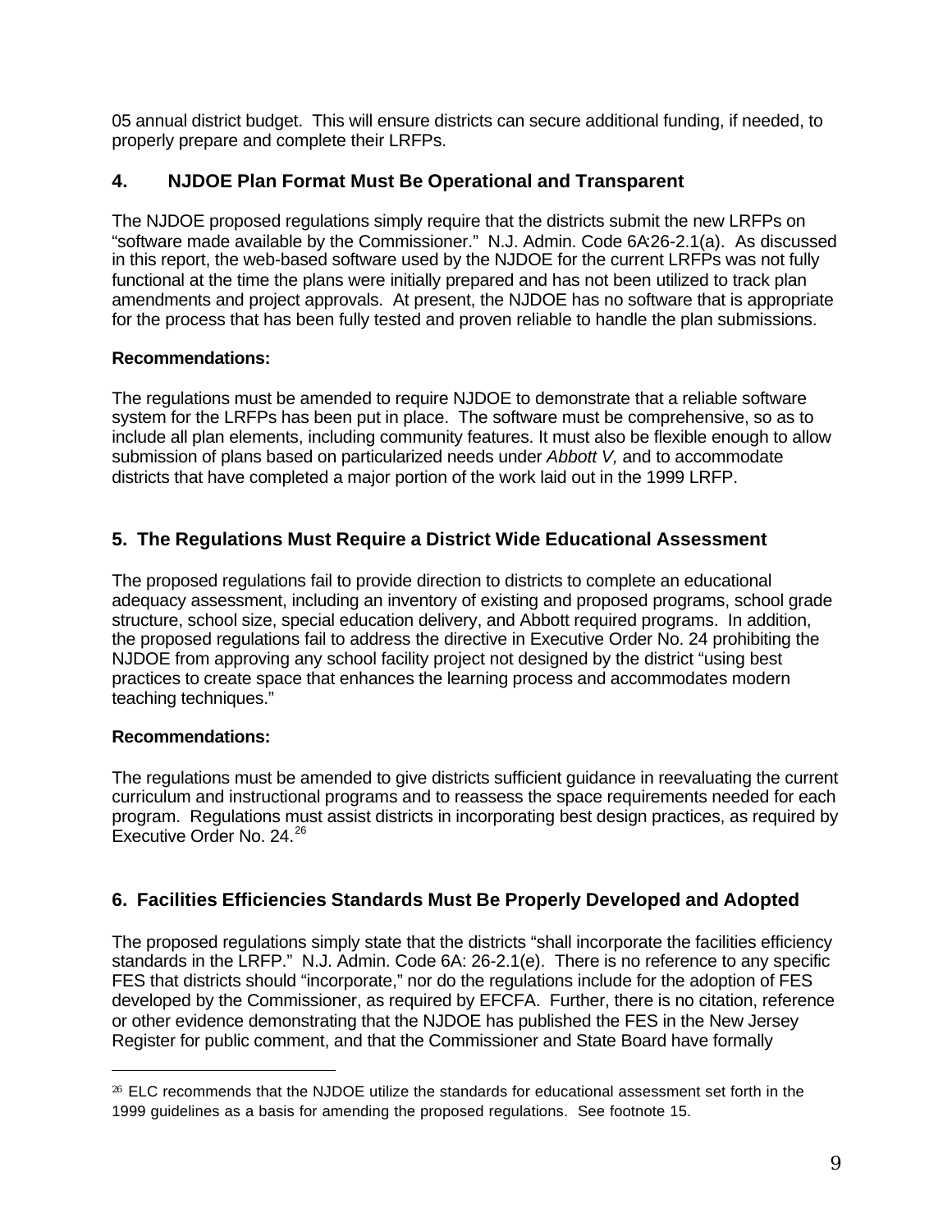05 annual district budget. This will ensure districts can secure additional funding, if needed, to properly prepare and complete their LRFPs.

## 4. NJDOE Plan Format Must Be Operational and Transparent

The NJDOE proposed regulations simply require that the districts submit the new LRFPs on "software made available by the Commissioner." N.J. Admin. Code 6A:26-2.1(a). As discussed in this report, the web-based software used by the NJDOE for the current LRFPs was not fully functional at the time the plans were initially prepared and has not been utilized to track plan amendments and project approvals. At present, the NJDOE has no software that is appropriate for the process that has been fully tested and proven reliable to handle the plan submissions.

**Recommendations:**

The regulations must be amended to require NJDOE to demonstrate that a reliable software system for the LRFPs has been put in place. The software must be comprehensive, so as to include all plan elements, including community features. It must also be flexible enough to allow submission of plans based on particularized needs under *Abbott V,* and to accommodate districts that have completed a major portion of the work laid out in the 1999 LRFP.

## 5. The Regulations Must Require a District Wide Educational Assessment

The proposed regulations fail to provide direction to districts to complete an educational adequacy assessment, including an inventory of existing and proposed programs, school grade structure, school size, special education delivery, and Abbott required programs. In addition, the proposed regulations fail to address the directive in Executive Order No. 24 prohibiting the NJDOE from approving any school facility project not designed by the district "using best practices to create space that enhances the learning process and accommodates modern teaching techniques."

**Recommendations:**

The regulations must be amended to give districts sufficient guidance in reevaluating the current curriculum and instructional programs and to reassess the space requirements needed for each program. Regulations must assist districts in incorporating best design practices, as required by Executive Order No. 24.[26]

## 6. Facilities Efficiencies Standards Must Be Properly Developed and Adopted

The proposed regulations simply state that the districts "shall incorporate the facilities efficiency standards in the LRFP." N.J. Admin. Code 6A: 26-2.1(e). There is no reference to any specific FES that districts should "incorporate," nor do the regulations include for the adoption of FES developed by the Commissioner, as required by EFCFA. Further, there is no citation, reference or other evidence demonstrating that the NJDOE has published the FES in the New Jersey Register for public comment, and that the Commissioner and State Board have formally

---

[26] ELC recommends that the NJDOE utilize the standards for educational assessment set forth in the 1999 guidelines as a basis for amending the proposed regulations. See footnote 15.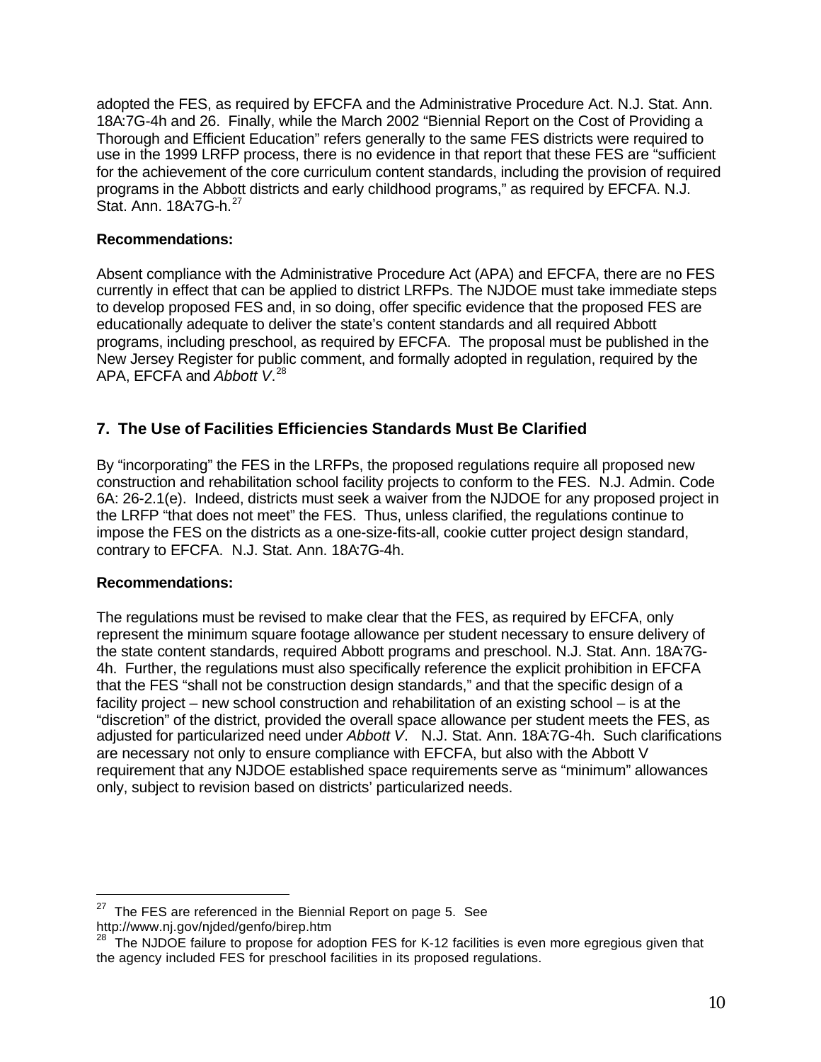adopted the FES, as required by EFCFA and the Administrative Procedure Act. N.J. Stat. Ann. 18A:7G-4h and 26. Finally, while the March 2002 "Biennial Report on the Cost of Providing a Thorough and Efficient Education" refers generally to the same FES districts were required to use in the 1999 LRFP process, there is no evidence in that report that these FES are "sufficient for the achievement of the core curriculum content standards, including the provision of required programs in the Abbott districts and early childhood programs," as required by EFCFA. N.J. Stat. Ann. 18A:7G-h.[27]

**Recommendations:**

Absent compliance with the Administrative Procedure Act (APA) and EFCFA, there are no FES currently in effect that can be applied to district LRFPs. The NJDOE must take immediate steps to develop proposed FES and, in so doing, offer specific evidence that the proposed FES are educationally adequate to deliver the state's content standards and all required Abbott programs, including preschool, as required by EFCFA. The proposal must be published in the New Jersey Register for public comment, and formally adopted in regulation, required by the APA, EFCFA and *Abbott V*.[28]

## 7. The Use of Facilities Efficiencies Standards Must Be Clarified

By "incorporating" the FES in the LRFPs, the proposed regulations require all proposed new construction and rehabilitation school facility projects to conform to the FES. N.J. Admin. Code 6A: 26-2.1(e). Indeed, districts must seek a waiver from the NJDOE for any proposed project in the LRFP "that does not meet" the FES. Thus, unless clarified, the regulations continue to impose the FES on the districts as a one-size-fits-all, cookie cutter project design standard, contrary to EFCFA. N.J. Stat. Ann. 18A:7G-4h.

**Recommendations:**

The regulations must be revised to make clear that the FES, as required by EFCFA, only represent the minimum square footage allowance per student necessary to ensure delivery of the state content standards, required Abbott programs and preschool. N.J. Stat. Ann. 18A:7G-4h. Further, the regulations must also specifically reference the explicit prohibition in EFCFA that the FES "shall not be construction design standards," and that the specific design of a facility project – new school construction and rehabilitation of an existing school – is at the "discretion" of the district, provided the overall space allowance per student meets the FES, as adjusted for particularized need under *Abbott V*. N.J. Stat. Ann. 18A:7G-4h. Such clarifications are necessary not only to ensure compliance with EFCFA, but also with the Abbott V requirement that any NJDOE established space requirements serve as "minimum" allowances only, subject to revision based on districts' particularized needs.

---

[27] The FES are referenced in the Biennial Report on page 5. See http://www.nj.gov/njded/genfo/birep.htm

[28] The NJDOE failure to propose for adoption FES for K-12 facilities is even more egregious given that the agency included FES for preschool facilities in its proposed regulations.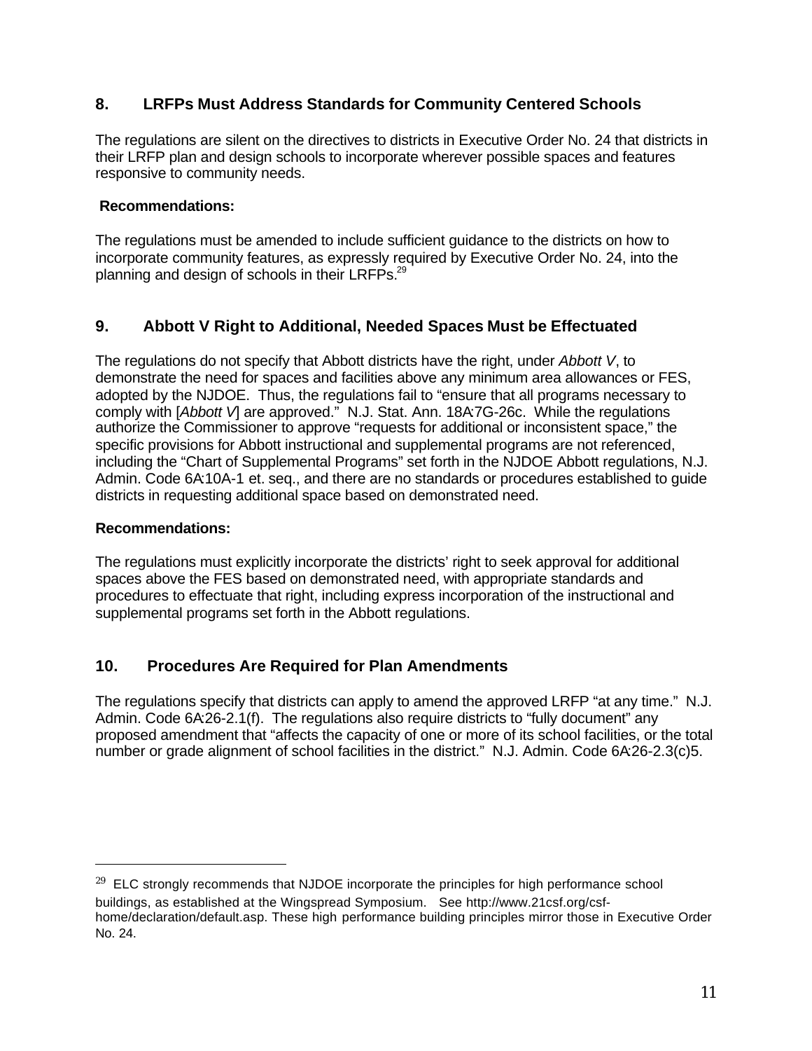## 8. LRFPs Must Address Standards for Community Centered Schools

The regulations are silent on the directives to districts in Executive Order No. 24 that districts in their LRFP plan and design schools to incorporate wherever possible spaces and features responsive to community needs.

**Recommendations:**

The regulations must be amended to include sufficient guidance to the districts on how to incorporate community features, as expressly required by Executive Order No. 24, into the planning and design of schools in their LRFPs.[29]

## 9. Abbott V Right to Additional, Needed Spaces Must be Effectuated

The regulations do not specify that Abbott districts have the right, under *Abbott V*, to demonstrate the need for spaces and facilities above any minimum area allowances or FES, adopted by the NJDOE. Thus, the regulations fail to "ensure that all programs necessary to comply with [*Abbott V*] are approved." N.J. Stat. Ann. 18A:7G-26c. While the regulations authorize the Commissioner to approve "requests for additional or inconsistent space," the specific provisions for Abbott instructional and supplemental programs are not referenced, including the "Chart of Supplemental Programs" set forth in the NJDOE Abbott regulations, N.J. Admin. Code 6A:10A-1 et. seq., and there are no standards or procedures established to guide districts in requesting additional space based on demonstrated need.

**Recommendations:**

The regulations must explicitly incorporate the districts' right to seek approval for additional spaces above the FES based on demonstrated need, with appropriate standards and procedures to effectuate that right, including express incorporation of the instructional and supplemental programs set forth in the Abbott regulations.

## 10. Procedures Are Required for Plan Amendments

The regulations specify that districts can apply to amend the approved LRFP "at any time." N.J. Admin. Code 6A:26-2.1(f). The regulations also require districts to "fully document" any proposed amendment that "affects the capacity of one or more of its school facilities, or the total number or grade alignment of school facilities in the district." N.J. Admin. Code 6A:26-2.3(c)5.

---

[29] ELC strongly recommends that NJDOE incorporate the principles for high performance school buildings, as established at the Wingspread Symposium. See http://www.21csf.org/csf-home/declaration/default.asp. These high performance building principles mirror those in Executive Order No. 24.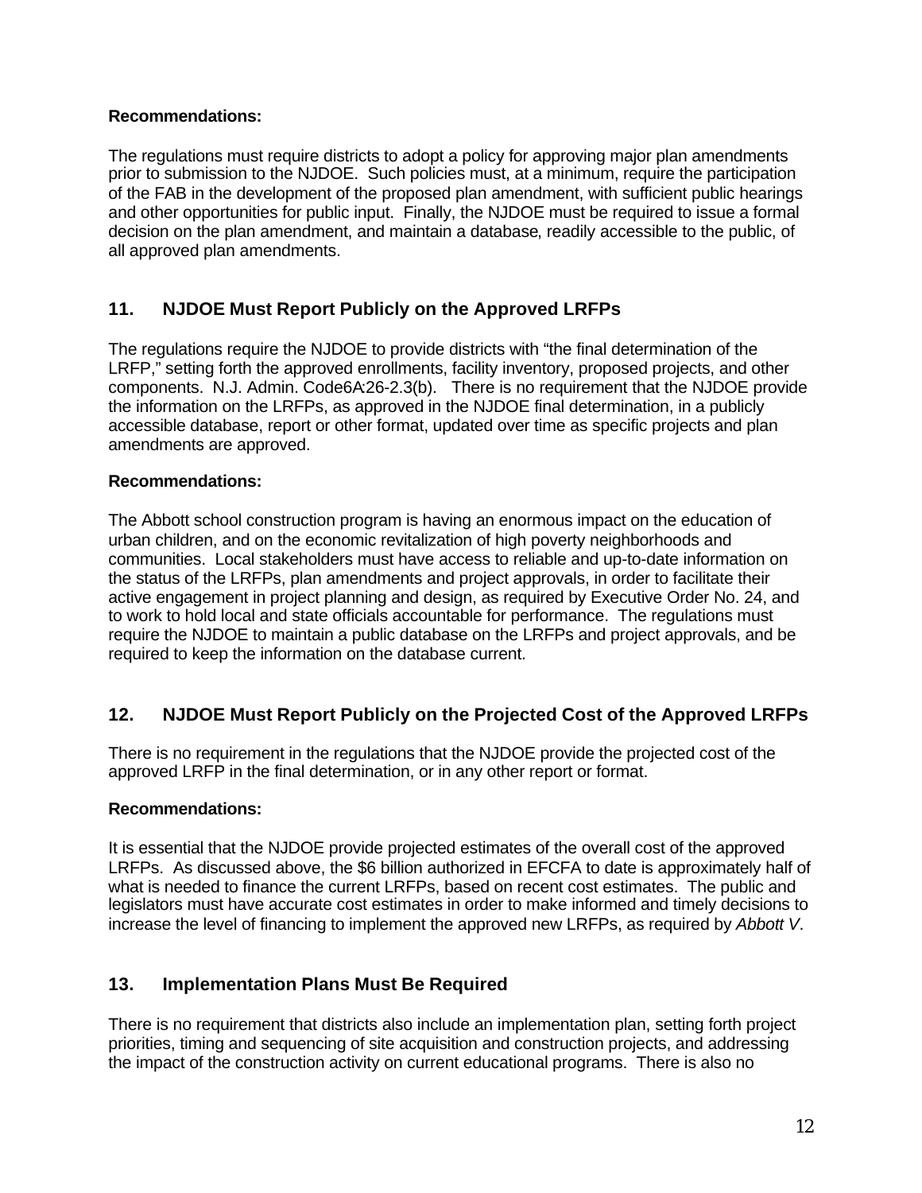**Recommendations:**

The regulations must require districts to adopt a policy for approving major plan amendments prior to submission to the NJDOE. Such policies must, at a minimum, require the participation of the FAB in the development of the proposed plan amendment, with sufficient public hearings and other opportunities for public input. Finally, the NJDOE must be required to issue a formal decision on the plan amendment, and maintain a database, readily accessible to the public, of all approved plan amendments.

## 11. NJDOE Must Report Publicly on the Approved LRFPs

The regulations require the NJDOE to provide districts with "the final determination of the LRFP," setting forth the approved enrollments, facility inventory, proposed projects, and other components. N.J. Admin. Code 6A:26-2.3(b). There is no requirement that the NJDOE provide the information on the LRFPs, as approved in the NJDOE final determination, in a publicly accessible database, report or other format, updated over time as specific projects and plan amendments are approved.

**Recommendations:**

The Abbott school construction program is having an enormous impact on the education of urban children, and on the economic revitalization of high poverty neighborhoods and communities. Local stakeholders must have access to reliable and up-to-date information on the status of the LRFPs, plan amendments and project approvals, in order to facilitate their active engagement in project planning and design, as required by Executive Order No. 24, and to work to hold local and state officials accountable for performance. The regulations must require the NJDOE to maintain a public database on the LRFPs and project approvals, and be required to keep the information on the database current.

## 12. NJDOE Must Report Publicly on the Projected Cost of the Approved LRFPs

There is no requirement in the regulations that the NJDOE provide the projected cost of the approved LRFP in the final determination, or in any other report or format.

**Recommendations:**

It is essential that the NJDOE provide projected estimates of the overall cost of the approved LRFPs. As discussed above, the $6 billion authorized in EFCFA to date is approximately half of what is needed to finance the current LRFPs, based on recent cost estimates. The public and legislators must have accurate cost estimates in order to make informed and timely decisions to increase the level of financing to implement the approved new LRFPs, as required by *Abbott V*.

## 13. Implementation Plans Must Be Required

There is no requirement that districts also include an implementation plan, setting forth project priorities, timing and sequencing of site acquisition and construction projects, and addressing the impact of the construction activity on current educational programs. There is also no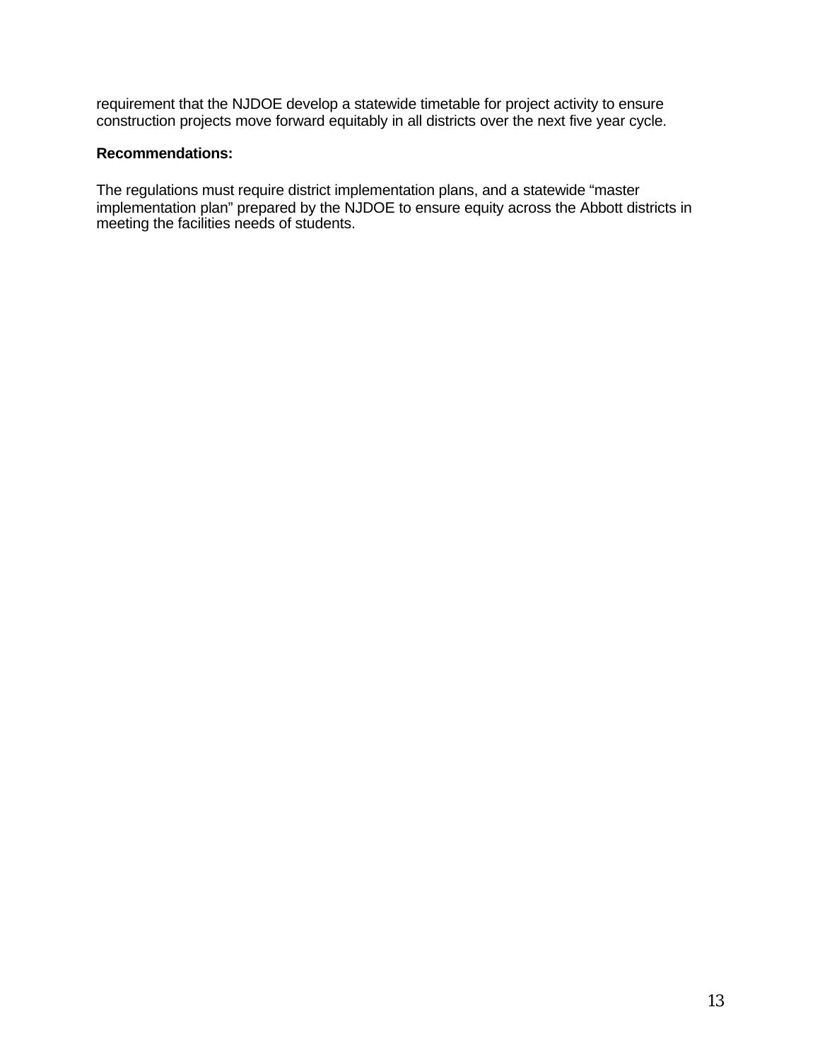requirement that the NJDOE develop a statewide timetable for project activity to ensure construction projects move forward equitably in all districts over the next five year cycle.

**Recommendations:**

The regulations must require district implementation plans, and a statewide “master implementation plan” prepared by the NJDOE to ensure equity across the Abbott districts in meeting the facilities needs of students.